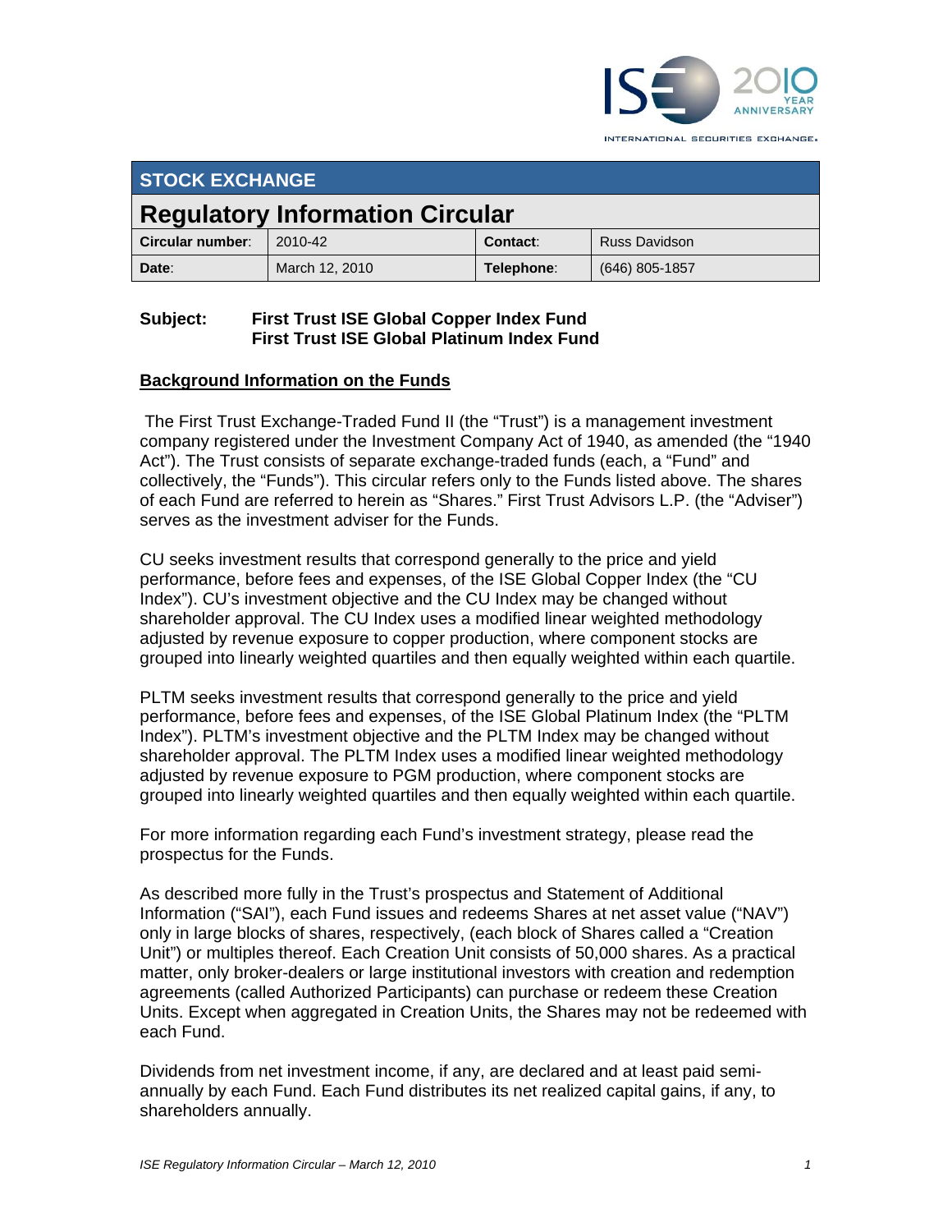STOCK EXCHANGE

# Regulatory Information Circular

| Circular number: | 2010-42 | Contact: | Russ Davidson |
|---|---|---|---|
| Date: | March 12, 2010 | Telephone: | (646) 805-1857 |

**Subject: First Trust ISE Global Copper Index Fund**
**First Trust ISE Global Platinum Index Fund**

## Background Information on the Funds

The First Trust Exchange-Traded Fund II (the "Trust") is a management investment company registered under the Investment Company Act of 1940, as amended (the "1940 Act"). The Trust consists of separate exchange-traded funds (each, a "Fund" and collectively, the "Funds"). This circular refers only to the Funds listed above. The shares of each Fund are referred to herein as "Shares." First Trust Advisors L.P. (the "Adviser") serves as the investment adviser for the Funds.

CU seeks investment results that correspond generally to the price and yield performance, before fees and expenses, of the ISE Global Copper Index (the "CU Index"). CU's investment objective and the CU Index may be changed without shareholder approval. The CU Index uses a modified linear weighted methodology adjusted by revenue exposure to copper production, where component stocks are grouped into linearly weighted quartiles and then equally weighted within each quartile.

PLTM seeks investment results that correspond generally to the price and yield performance, before fees and expenses, of the ISE Global Platinum Index (the "PLTM Index"). PLTM's investment objective and the PLTM Index may be changed without shareholder approval. The PLTM Index uses a modified linear weighted methodology adjusted by revenue exposure to PGM production, where component stocks are grouped into linearly weighted quartiles and then equally weighted within each quartile.

For more information regarding each Fund's investment strategy, please read the prospectus for the Funds.

As described more fully in the Trust's prospectus and Statement of Additional Information ("SAI"), each Fund issues and redeems Shares at net asset value ("NAV") only in large blocks of shares, respectively, (each block of Shares called a "Creation Unit") or multiples thereof. Each Creation Unit consists of 50,000 shares. As a practical matter, only broker-dealers or large institutional investors with creation and redemption agreements (called Authorized Participants) can purchase or redeem these Creation Units. Except when aggregated in Creation Units, the Shares may not be redeemed with each Fund.

Dividends from net investment income, if any, are declared and at least paid semi-annually by each Fund. Each Fund distributes its net realized capital gains, if any, to shareholders annually.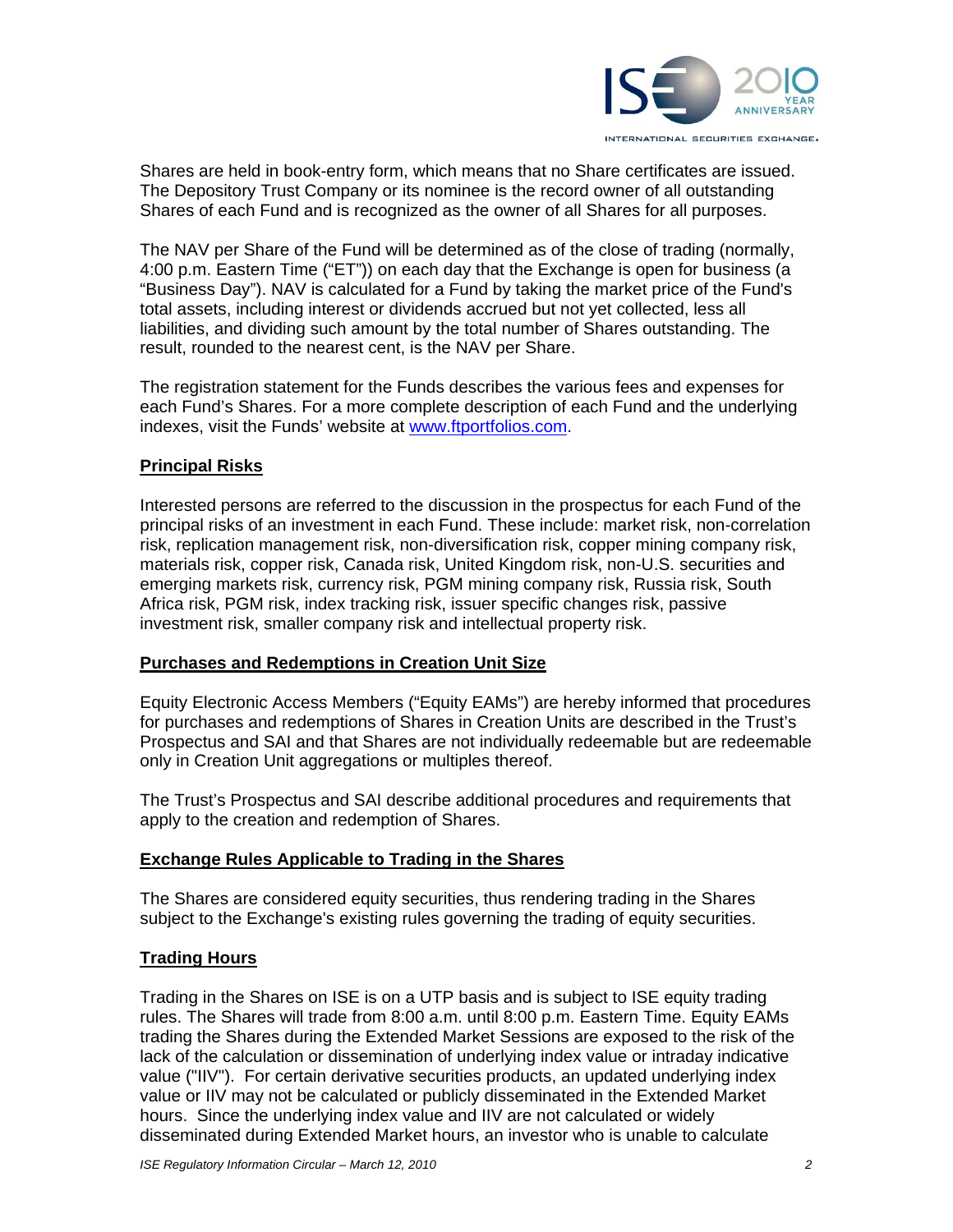Shares are held in book-entry form, which means that no Share certificates are issued. The Depository Trust Company or its nominee is the record owner of all outstanding Shares of each Fund and is recognized as the owner of all Shares for all purposes.

The NAV per Share of the Fund will be determined as of the close of trading (normally, 4:00 p.m. Eastern Time ("ET")) on each day that the Exchange is open for business (a "Business Day"). NAV is calculated for a Fund by taking the market price of the Fund's total assets, including interest or dividends accrued but not yet collected, less all liabilities, and dividing such amount by the total number of Shares outstanding. The result, rounded to the nearest cent, is the NAV per Share.

The registration statement for the Funds describes the various fees and expenses for each Fund's Shares. For a more complete description of each Fund and the underlying indexes, visit the Funds' website at www.ftportfolios.com.

## Principal Risks

Interested persons are referred to the discussion in the prospectus for each Fund of the principal risks of an investment in each Fund. These include: market risk, non-correlation risk, replication management risk, non-diversification risk, copper mining company risk, materials risk, copper risk, Canada risk, United Kingdom risk, non-U.S. securities and emerging markets risk, currency risk, PGM mining company risk, Russia risk, South Africa risk, PGM risk, index tracking risk, issuer specific changes risk, passive investment risk, smaller company risk and intellectual property risk.

## Purchases and Redemptions in Creation Unit Size

Equity Electronic Access Members ("Equity EAMs") are hereby informed that procedures for purchases and redemptions of Shares in Creation Units are described in the Trust's Prospectus and SAI and that Shares are not individually redeemable but are redeemable only in Creation Unit aggregations or multiples thereof.

The Trust's Prospectus and SAI describe additional procedures and requirements that apply to the creation and redemption of Shares.

## Exchange Rules Applicable to Trading in the Shares

The Shares are considered equity securities, thus rendering trading in the Shares subject to the Exchange's existing rules governing the trading of equity securities.

## Trading Hours

Trading in the Shares on ISE is on a UTP basis and is subject to ISE equity trading rules. The Shares will trade from 8:00 a.m. until 8:00 p.m. Eastern Time. Equity EAMs trading the Shares during the Extended Market Sessions are exposed to the risk of the lack of the calculation or dissemination of underlying index value or intraday indicative value ("IIV"). For certain derivative securities products, an updated underlying index value or IIV may not be calculated or publicly disseminated in the Extended Market hours. Since the underlying index value and IIV are not calculated or widely disseminated during Extended Market hours, an investor who is unable to calculate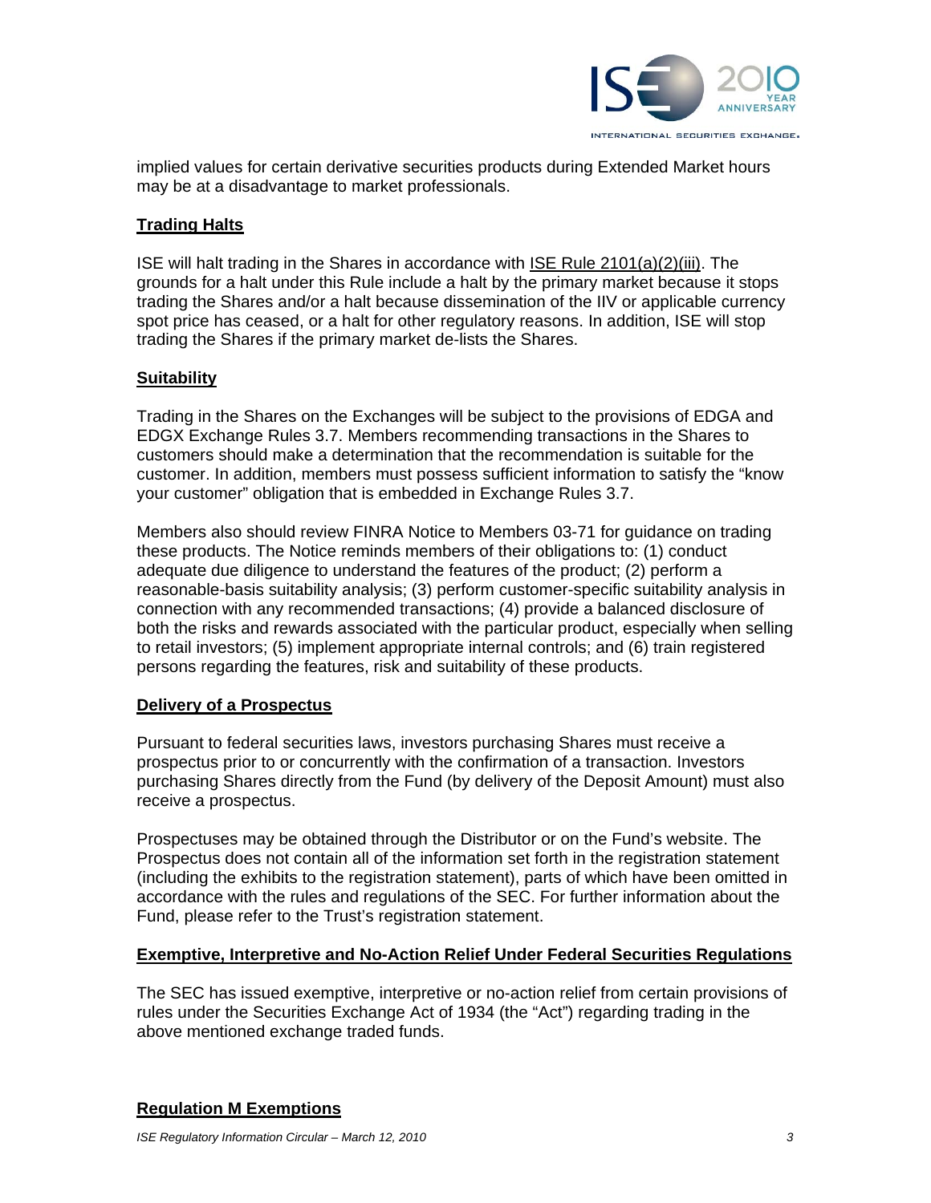implied values for certain derivative securities products during Extended Market hours may be at a disadvantage to market professionals.

## Trading Halts

ISE will halt trading in the Shares in accordance with ISE Rule 2101(a)(2)(iii). The grounds for a halt under this Rule include a halt by the primary market because it stops trading the Shares and/or a halt because dissemination of the IIV or applicable currency spot price has ceased, or a halt for other regulatory reasons. In addition, ISE will stop trading the Shares if the primary market de-lists the Shares.

## Suitability

Trading in the Shares on the Exchanges will be subject to the provisions of EDGA and EDGX Exchange Rules 3.7. Members recommending transactions in the Shares to customers should make a determination that the recommendation is suitable for the customer. In addition, members must possess sufficient information to satisfy the "know your customer" obligation that is embedded in Exchange Rules 3.7.

Members also should review FINRA Notice to Members 03-71 for guidance on trading these products. The Notice reminds members of their obligations to: (1) conduct adequate due diligence to understand the features of the product; (2) perform a reasonable-basis suitability analysis; (3) perform customer-specific suitability analysis in connection with any recommended transactions; (4) provide a balanced disclosure of both the risks and rewards associated with the particular product, especially when selling to retail investors; (5) implement appropriate internal controls; and (6) train registered persons regarding the features, risk and suitability of these products.

## Delivery of a Prospectus

Pursuant to federal securities laws, investors purchasing Shares must receive a prospectus prior to or concurrently with the confirmation of a transaction. Investors purchasing Shares directly from the Fund (by delivery of the Deposit Amount) must also receive a prospectus.

Prospectuses may be obtained through the Distributor or on the Fund's website. The Prospectus does not contain all of the information set forth in the registration statement (including the exhibits to the registration statement), parts of which have been omitted in accordance with the rules and regulations of the SEC. For further information about the Fund, please refer to the Trust's registration statement.

## Exemptive, Interpretive and No-Action Relief Under Federal Securities Regulations

The SEC has issued exemptive, interpretive or no-action relief from certain provisions of rules under the Securities Exchange Act of 1934 (the "Act") regarding trading in the above mentioned exchange traded funds.

## Regulation M Exemptions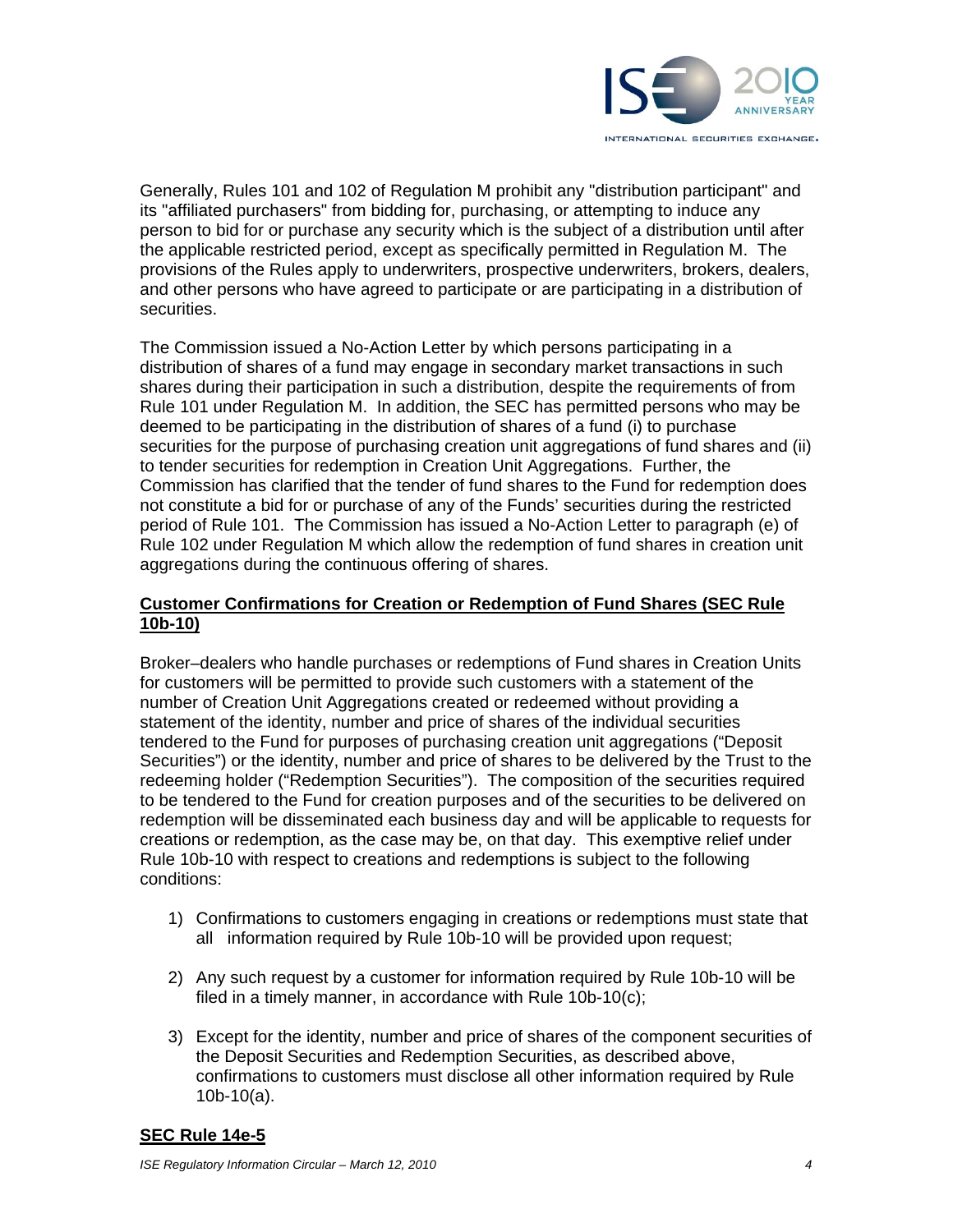Generally, Rules 101 and 102 of Regulation M prohibit any "distribution participant" and its "affiliated purchasers" from bidding for, purchasing, or attempting to induce any person to bid for or purchase any security which is the subject of a distribution until after the applicable restricted period, except as specifically permitted in Regulation M. The provisions of the Rules apply to underwriters, prospective underwriters, brokers, dealers, and other persons who have agreed to participate or are participating in a distribution of securities.

The Commission issued a No-Action Letter by which persons participating in a distribution of shares of a fund may engage in secondary market transactions in such shares during their participation in such a distribution, despite the requirements of from Rule 101 under Regulation M. In addition, the SEC has permitted persons who may be deemed to be participating in the distribution of shares of a fund (i) to purchase securities for the purpose of purchasing creation unit aggregations of fund shares and (ii) to tender securities for redemption in Creation Unit Aggregations. Further, the Commission has clarified that the tender of fund shares to the Fund for redemption does not constitute a bid for or purchase of any of the Funds' securities during the restricted period of Rule 101. The Commission has issued a No-Action Letter to paragraph (e) of Rule 102 under Regulation M which allow the redemption of fund shares in creation unit aggregations during the continuous offering of shares.

**Customer Confirmations for Creation or Redemption of Fund Shares (SEC Rule 10b-10)**

Broker–dealers who handle purchases or redemptions of Fund shares in Creation Units for customers will be permitted to provide such customers with a statement of the number of Creation Unit Aggregations created or redeemed without providing a statement of the identity, number and price of shares of the individual securities tendered to the Fund for purposes of purchasing creation unit aggregations ("Deposit Securities") or the identity, number and price of shares to be delivered by the Trust to the redeeming holder ("Redemption Securities"). The composition of the securities required to be tendered to the Fund for creation purposes and of the securities to be delivered on redemption will be disseminated each business day and will be applicable to requests for creations or redemption, as the case may be, on that day. This exemptive relief under Rule 10b-10 with respect to creations and redemptions is subject to the following conditions:

1) Confirmations to customers engaging in creations or redemptions must state that all information required by Rule 10b-10 will be provided upon request;

2) Any such request by a customer for information required by Rule 10b-10 will be filed in a timely manner, in accordance with Rule 10b-10(c);

3) Except for the identity, number and price of shares of the component securities of the Deposit Securities and Redemption Securities, as described above, confirmations to customers must disclose all other information required by Rule 10b-10(a).

**SEC Rule 14e-5**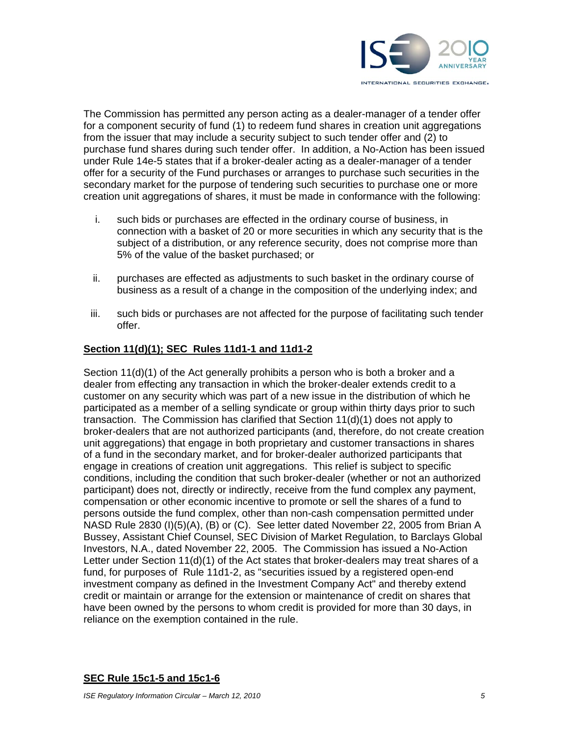The Commission has permitted any person acting as a dealer-manager of a tender offer for a component security of fund (1) to redeem fund shares in creation unit aggregations from the issuer that may include a security subject to such tender offer and (2) to purchase fund shares during such tender offer. In addition, a No-Action has been issued under Rule 14e-5 states that if a broker-dealer acting as a dealer-manager of a tender offer for a security of the Fund purchases or arranges to purchase such securities in the secondary market for the purpose of tendering such securities to purchase one or more creation unit aggregations of shares, it must be made in conformance with the following:

i. such bids or purchases are effected in the ordinary course of business, in connection with a basket of 20 or more securities in which any security that is the subject of a distribution, or any reference security, does not comprise more than 5% of the value of the basket purchased; or

ii. purchases are effected as adjustments to such basket in the ordinary course of business as a result of a change in the composition of the underlying index; and

iii. such bids or purchases are not affected for the purpose of facilitating such tender offer.

**Section 11(d)(1); SEC Rules 11d1-1 and 11d1-2**

Section 11(d)(1) of the Act generally prohibits a person who is both a broker and a dealer from effecting any transaction in which the broker-dealer extends credit to a customer on any security which was part of a new issue in the distribution of which he participated as a member of a selling syndicate or group within thirty days prior to such transaction. The Commission has clarified that Section 11(d)(1) does not apply to broker-dealers that are not authorized participants (and, therefore, do not create creation unit aggregations) that engage in both proprietary and customer transactions in shares of a fund in the secondary market, and for broker-dealer authorized participants that engage in creations of creation unit aggregations. This relief is subject to specific conditions, including the condition that such broker-dealer (whether or not an authorized participant) does not, directly or indirectly, receive from the fund complex any payment, compensation or other economic incentive to promote or sell the shares of a fund to persons outside the fund complex, other than non-cash compensation permitted under NASD Rule 2830 (I)(5)(A), (B) or (C). See letter dated November 22, 2005 from Brian A Bussey, Assistant Chief Counsel, SEC Division of Market Regulation, to Barclays Global Investors, N.A., dated November 22, 2005. The Commission has issued a No-Action Letter under Section 11(d)(1) of the Act states that broker-dealers may treat shares of a fund, for purposes of Rule 11d1-2, as "securities issued by a registered open-end investment company as defined in the Investment Company Act" and thereby extend credit or maintain or arrange for the extension or maintenance of credit on shares that have been owned by the persons to whom credit is provided for more than 30 days, in reliance on the exemption contained in the rule.

**SEC Rule 15c1-5 and 15c1-6**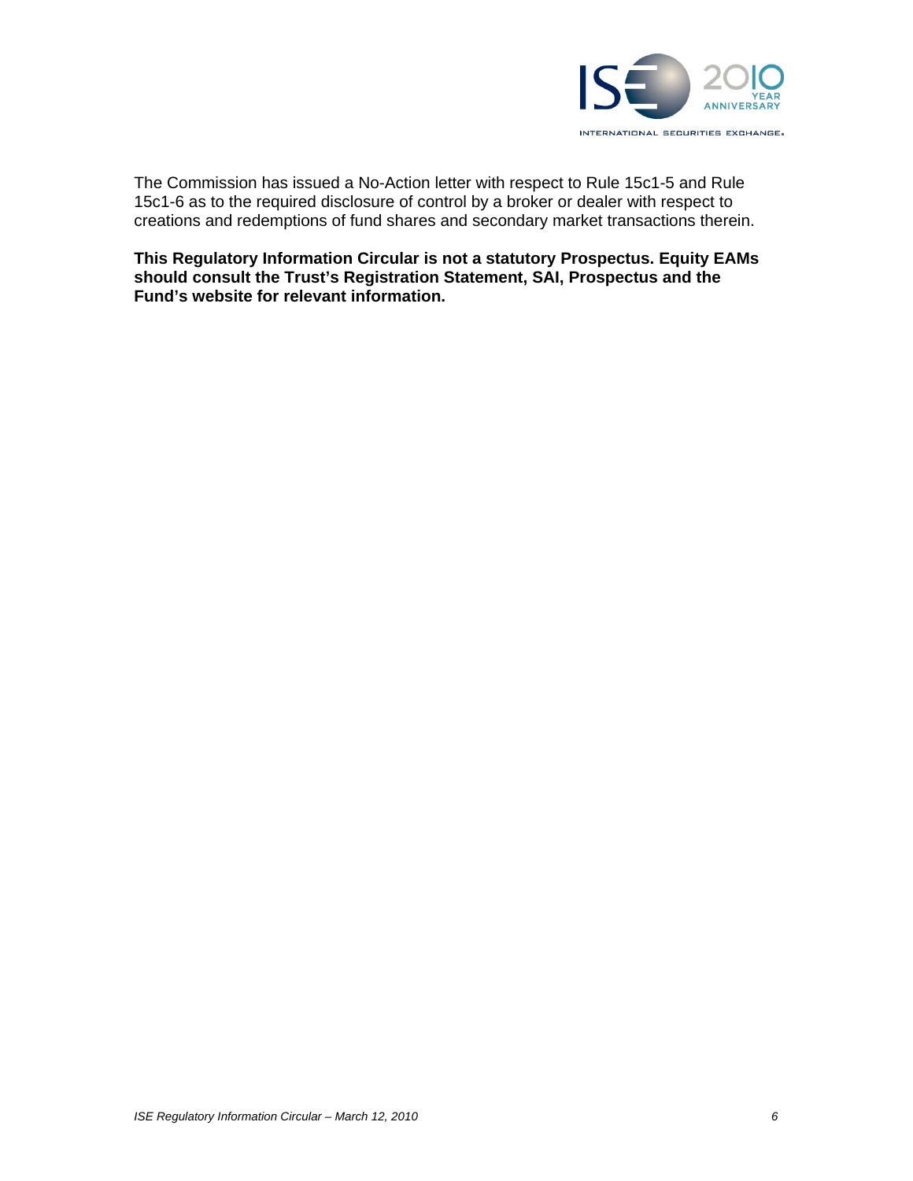The Commission has issued a No-Action letter with respect to Rule 15c1-5 and Rule 15c1-6 as to the required disclosure of control by a broker or dealer with respect to creations and redemptions of fund shares and secondary market transactions therein.

**This Regulatory Information Circular is not a statutory Prospectus. Equity EAMs should consult the Trust's Registration Statement, SAI, Prospectus and the Fund's website for relevant information.**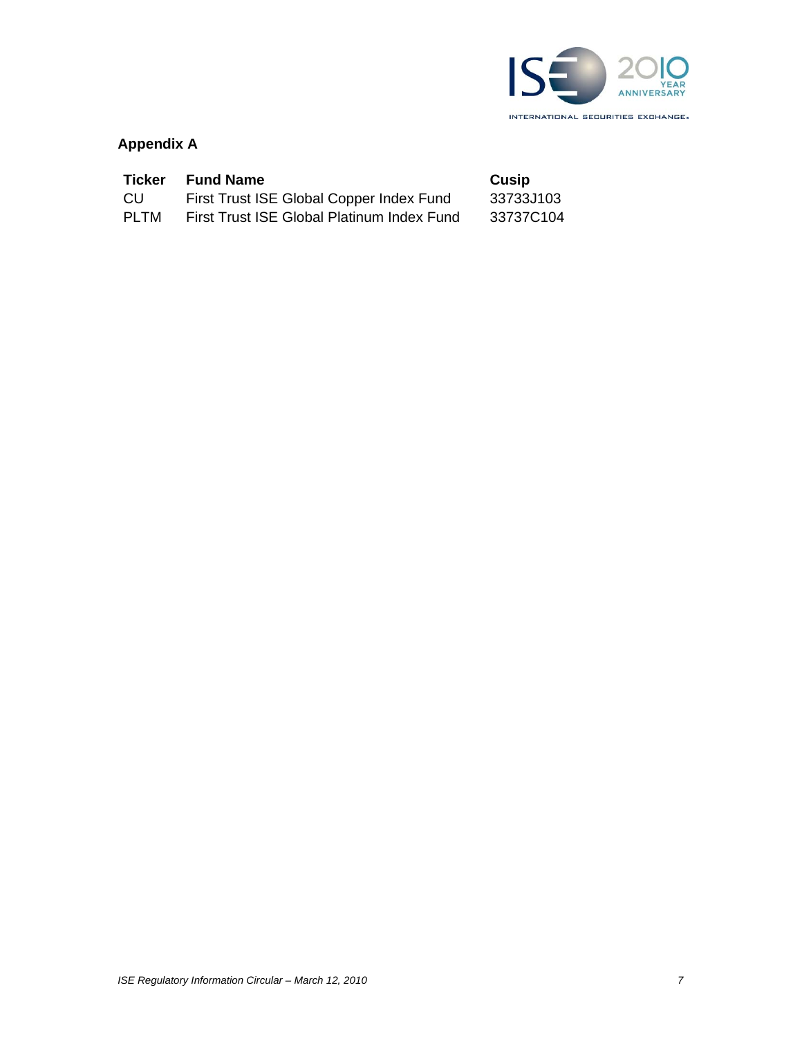## Appendix A

| Ticker | Fund Name | Cusip |
|---|---|---|
| CU | First Trust ISE Global Copper Index Fund | 33733J103 |
| PLTM | First Trust ISE Global Platinum Index Fund | 33737C104 |